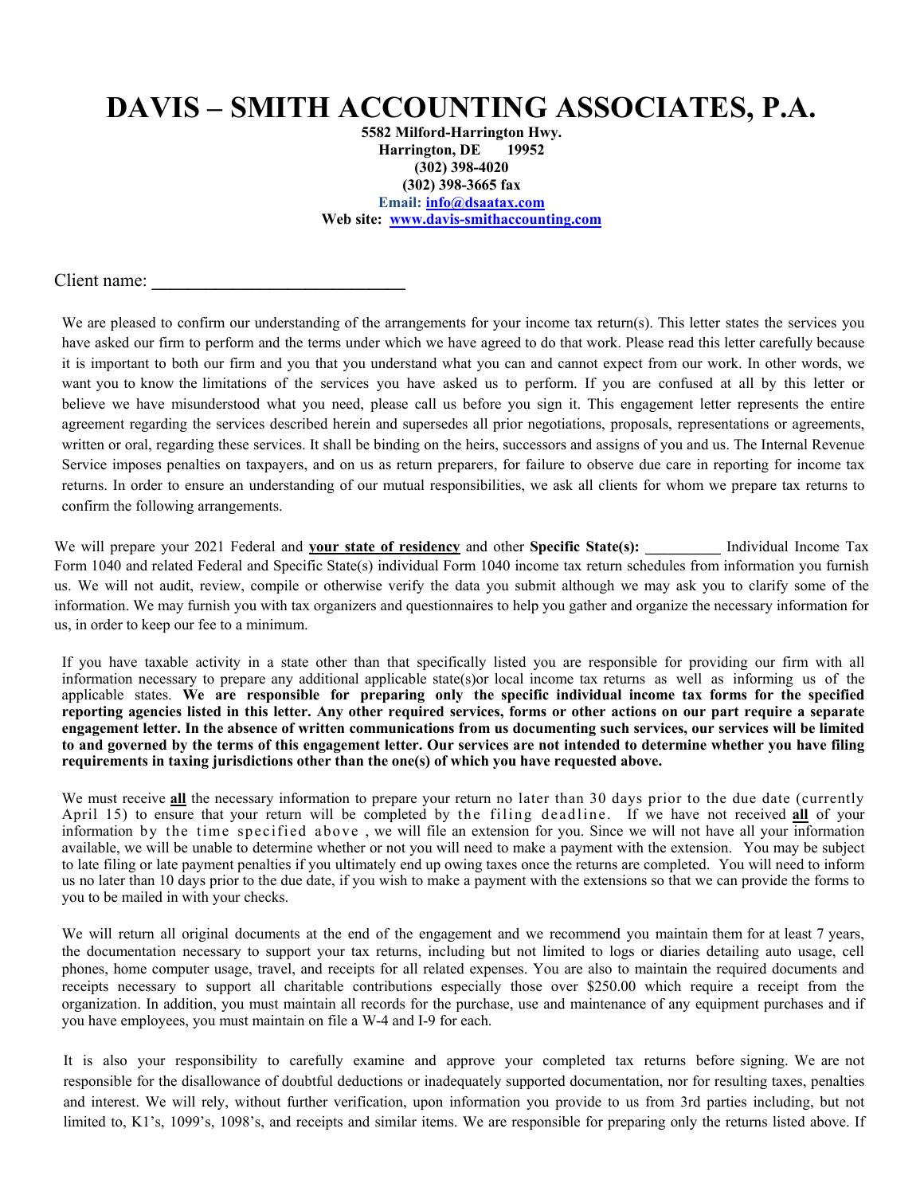# DAVIS – SMITH ACCOUNTING ASSOCIATES, P.A.

**5582 Milford-Harrington Hwy.**
**Harrington, DE 19952**
**(302) 398-4020**
**(302) 398-3665 fax**
**Email: info@dsaatax.com**
**Web site: www.davis-smithaccounting.com**

Client name: ____________________________

We are pleased to confirm our understanding of the arrangements for your income tax return(s). This letter states the services you have asked our firm to perform and the terms under which we have agreed to do that work. Please read this letter carefully because it is important to both our firm and you that you understand what you can and cannot expect from our work. In other words, we want you to know the limitations of the services you have asked us to perform. If you are confused at all by this letter or believe we have misunderstood what you need, please call us before you sign it. This engagement letter represents the entire agreement regarding the services described herein and supersedes all prior negotiations, proposals, representations or agreements, written or oral, regarding these services. It shall be binding on the heirs, successors and assigns of you and us. The Internal Revenue Service imposes penalties on taxpayers, and on us as return preparers, for failure to observe due care in reporting for income tax returns. In order to ensure an understanding of our mutual responsibilities, we ask all clients for whom we prepare tax returns to confirm the following arrangements.

We will prepare your 2021 Federal and **your state of residency** and other **Specific State(s): __________** Individual Income Tax Form 1040 and related Federal and Specific State(s) individual Form 1040 income tax return schedules from information you furnish us. We will not audit, review, compile or otherwise verify the data you submit although we may ask you to clarify some of the information. We may furnish you with tax organizers and questionnaires to help you gather and organize the necessary information for us, in order to keep our fee to a minimum.

If you have taxable activity in a state other than that specifically listed you are responsible for providing our firm with all information necessary to prepare any additional applicable state(s)or local income tax returns as well as informing us of the applicable states. **We are responsible for preparing only the specific individual income tax forms for the specified reporting agencies listed in this letter. Any other required services, forms or other actions on our part require a separate engagement letter. In the absence of written communications from us documenting such services, our services will be limited to and governed by the terms of this engagement letter. Our services are not intended to determine whether you have filing requirements in taxing jurisdictions other than the one(s) of which you have requested above.**

We must receive **all** the necessary information to prepare your return no later than 30 days prior to the due date (currently April 15) to ensure that your return will be completed by the filing deadline. If we have not received **all** of your information by the time specified above , we will file an extension for you. Since we will not have all your information available, we will be unable to determine whether or not you will need to make a payment with the extension. You may be subject to late filing or late payment penalties if you ultimately end up owing taxes once the returns are completed. You will need to inform us no later than 10 days prior to the due date, if you wish to make a payment with the extensions so that we can provide the forms to you to be mailed in with your checks.

We will return all original documents at the end of the engagement and we recommend you maintain them for at least 7 years, the documentation necessary to support your tax returns, including but not limited to logs or diaries detailing auto usage, cell phones, home computer usage, travel, and receipts for all related expenses. You are also to maintain the required documents and receipts necessary to support all charitable contributions especially those over $250.00 which require a receipt from the organization. In addition, you must maintain all records for the purchase, use and maintenance of any equipment purchases and if you have employees, you must maintain on file a W-4 and I-9 for each.

It is also your responsibility to carefully examine and approve your completed tax returns before signing. We are not responsible for the disallowance of doubtful deductions or inadequately supported documentation, nor for resulting taxes, penalties and interest. We will rely, without further verification, upon information you provide to us from 3rd parties including, but not limited to, K1's, 1099's, 1098's, and receipts and similar items. We are responsible for preparing only the returns listed above. If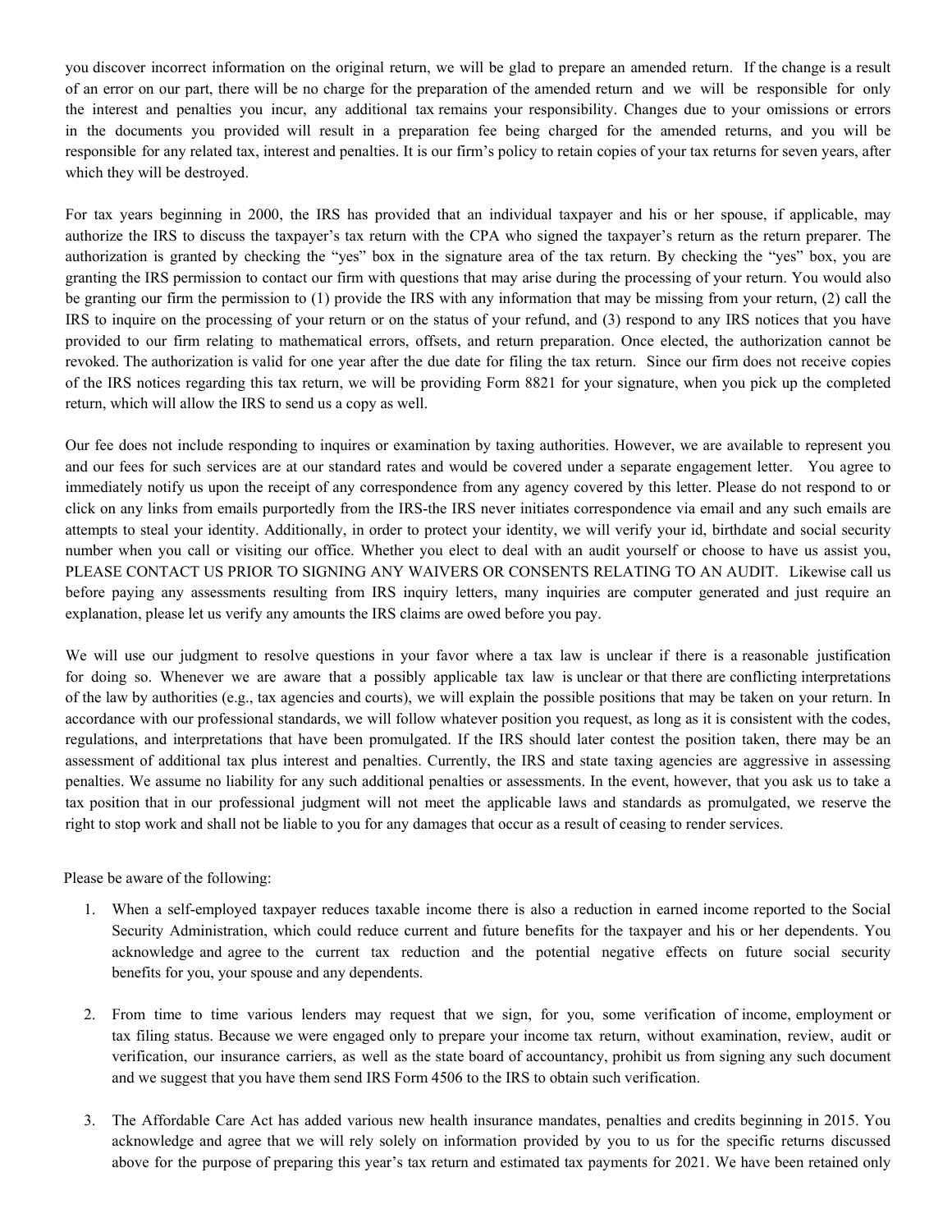you discover incorrect information on the original return, we will be glad to prepare an amended return. If the change is a result of an error on our part, there will be no charge for the preparation of the amended return and we will be responsible for only the interest and penalties you incur, any additional tax remains your responsibility. Changes due to your omissions or errors in the documents you provided will result in a preparation fee being charged for the amended returns, and you will be responsible for any related tax, interest and penalties. It is our firm's policy to retain copies of your tax returns for seven years, after which they will be destroyed.

For tax years beginning in 2000, the IRS has provided that an individual taxpayer and his or her spouse, if applicable, may authorize the IRS to discuss the taxpayer's tax return with the CPA who signed the taxpayer's return as the return preparer. The authorization is granted by checking the "yes" box in the signature area of the tax return. By checking the "yes" box, you are granting the IRS permission to contact our firm with questions that may arise during the processing of your return. You would also be granting our firm the permission to (1) provide the IRS with any information that may be missing from your return, (2) call the IRS to inquire on the processing of your return or on the status of your refund, and (3) respond to any IRS notices that you have provided to our firm relating to mathematical errors, offsets, and return preparation. Once elected, the authorization cannot be revoked. The authorization is valid for one year after the due date for filing the tax return. Since our firm does not receive copies of the IRS notices regarding this tax return, we will be providing Form 8821 for your signature, when you pick up the completed return, which will allow the IRS to send us a copy as well.

Our fee does not include responding to inquires or examination by taxing authorities. However, we are available to represent you and our fees for such services are at our standard rates and would be covered under a separate engagement letter. You agree to immediately notify us upon the receipt of any correspondence from any agency covered by this letter. Please do not respond to or click on any links from emails purportedly from the IRS-the IRS never initiates correspondence via email and any such emails are attempts to steal your identity. Additionally, in order to protect your identity, we will verify your id, birthdate and social security number when you call or visiting our office. Whether you elect to deal with an audit yourself or choose to have us assist you, PLEASE CONTACT US PRIOR TO SIGNING ANY WAIVERS OR CONSENTS RELATING TO AN AUDIT. Likewise call us before paying any assessments resulting from IRS inquiry letters, many inquiries are computer generated and just require an explanation, please let us verify any amounts the IRS claims are owed before you pay.

We will use our judgment to resolve questions in your favor where a tax law is unclear if there is a reasonable justification for doing so. Whenever we are aware that a possibly applicable tax law is unclear or that there are conflicting interpretations of the law by authorities (e.g., tax agencies and courts), we will explain the possible positions that may be taken on your return. In accordance with our professional standards, we will follow whatever position you request, as long as it is consistent with the codes, regulations, and interpretations that have been promulgated. If the IRS should later contest the position taken, there may be an assessment of additional tax plus interest and penalties. Currently, the IRS and state taxing agencies are aggressive in assessing penalties. We assume no liability for any such additional penalties or assessments. In the event, however, that you ask us to take a tax position that in our professional judgment will not meet the applicable laws and standards as promulgated, we reserve the right to stop work and shall not be liable to you for any damages that occur as a result of ceasing to render services.

Please be aware of the following:

1. When a self-employed taxpayer reduces taxable income there is also a reduction in earned income reported to the Social Security Administration, which could reduce current and future benefits for the taxpayer and his or her dependents. You acknowledge and agree to the current tax reduction and the potential negative effects on future social security benefits for you, your spouse and any dependents.

2. From time to time various lenders may request that we sign, for you, some verification of income, employment or tax filing status. Because we were engaged only to prepare your income tax return, without examination, review, audit or verification, our insurance carriers, as well as the state board of accountancy, prohibit us from signing any such document and we suggest that you have them send IRS Form 4506 to the IRS to obtain such verification.

3. The Affordable Care Act has added various new health insurance mandates, penalties and credits beginning in 2015. You acknowledge and agree that we will rely solely on information provided by you to us for the specific returns discussed above for the purpose of preparing this year's tax return and estimated tax payments for 2021. We have been retained only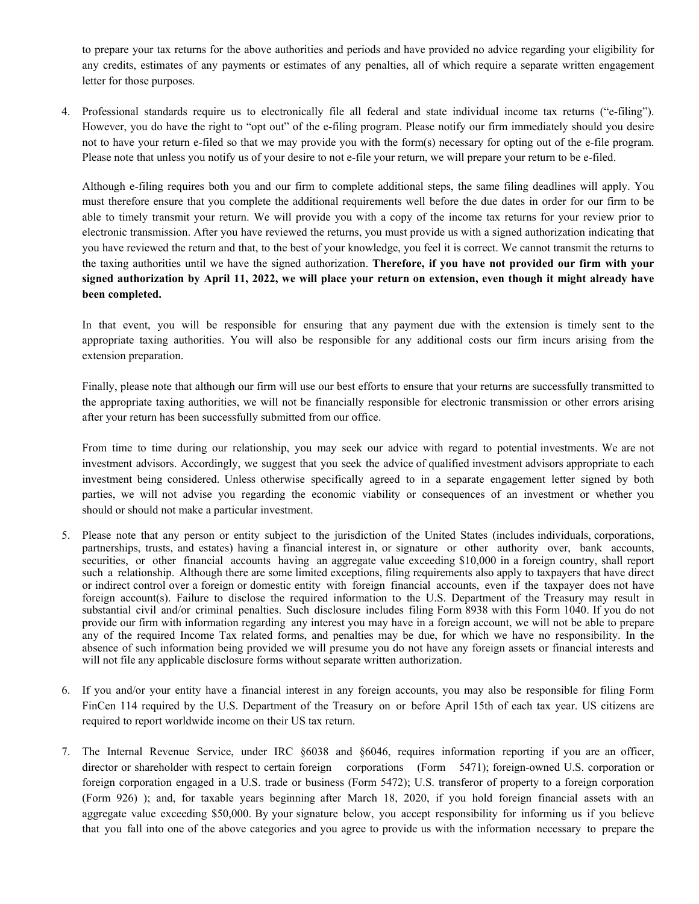to prepare your tax returns for the above authorities and periods and have provided no advice regarding your eligibility for any credits, estimates of any payments or estimates of any penalties, all of which require a separate written engagement letter for those purposes.

4. Professional standards require us to electronically file all federal and state individual income tax returns ("e-filing"). However, you do have the right to "opt out" of the e-filing program. Please notify our firm immediately should you desire not to have your return e-filed so that we may provide you with the form(s) necessary for opting out of the e-file program. Please note that unless you notify us of your desire to not e-file your return, we will prepare your return to be e-filed.

   Although e-filing requires both you and our firm to complete additional steps, the same filing deadlines will apply. You must therefore ensure that you complete the additional requirements well before the due dates in order for our firm to be able to timely transmit your return. We will provide you with a copy of the income tax returns for your review prior to electronic transmission. After you have reviewed the returns, you must provide us with a signed authorization indicating that you have reviewed the return and that, to the best of your knowledge, you feel it is correct. We cannot transmit the returns to the taxing authorities until we have the signed authorization. **Therefore, if you have not provided our firm with your signed authorization by April 11, 2022, we will place your return on extension, even though it might already have been completed.**

   In that event, you will be responsible for ensuring that any payment due with the extension is timely sent to the appropriate taxing authorities. You will also be responsible for any additional costs our firm incurs arising from the extension preparation.

   Finally, please note that although our firm will use our best efforts to ensure that your returns are successfully transmitted to the appropriate taxing authorities, we will not be financially responsible for electronic transmission or other errors arising after your return has been successfully submitted from our office.

   From time to time during our relationship, you may seek our advice with regard to potential investments. We are not investment advisors. Accordingly, we suggest that you seek the advice of qualified investment advisors appropriate to each investment being considered. Unless otherwise specifically agreed to in a separate engagement letter signed by both parties, we will not advise you regarding the economic viability or consequences of an investment or whether you should or should not make a particular investment.

5. Please note that any person or entity subject to the jurisdiction of the United States (includes individuals, corporations, partnerships, trusts, and estates) having a financial interest in, or signature or other authority over, bank accounts, securities, or other financial accounts having an aggregate value exceeding $10,000 in a foreign country, shall report such a relationship. Although there are some limited exceptions, filing requirements also apply to taxpayers that have direct or indirect control over a foreign or domestic entity with foreign financial accounts, even if the taxpayer does not have foreign account(s). Failure to disclose the required information to the U.S. Department of the Treasury may result in substantial civil and/or criminal penalties. Such disclosure includes filing Form 8938 with this Form 1040. If you do not provide our firm with information regarding any interest you may have in a foreign account, we will not be able to prepare any of the required Income Tax related forms, and penalties may be due, for which we have no responsibility. In the absence of such information being provided we will presume you do not have any foreign assets or financial interests and will not file any applicable disclosure forms without separate written authorization.

6. If you and/or your entity have a financial interest in any foreign accounts, you may also be responsible for filing Form FinCen 114 required by the U.S. Department of the Treasury on or before April 15th of each tax year. US citizens are required to report worldwide income on their US tax return.

7. The Internal Revenue Service, under IRC §6038 and §6046, requires information reporting if you are an officer, director or shareholder with respect to certain foreign corporations (Form 5471); foreign-owned U.S. corporation or foreign corporation engaged in a U.S. trade or business (Form 5472); U.S. transferor of property to a foreign corporation (Form 926) ); and, for taxable years beginning after March 18, 2020, if you hold foreign financial assets with an aggregate value exceeding $50,000. By your signature below, you accept responsibility for informing us if you believe that you fall into one of the above categories and you agree to provide us with the information necessary to prepare the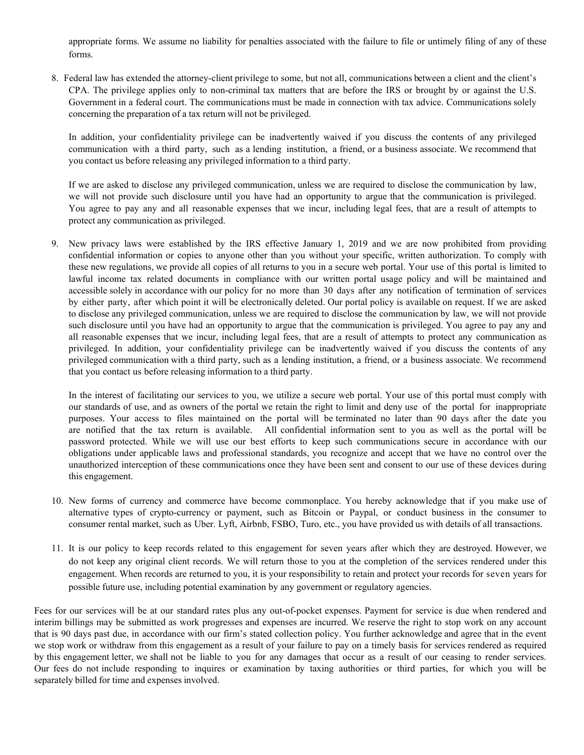appropriate forms. We assume no liability for penalties associated with the failure to file or untimely filing of any of these forms.

8. Federal law has extended the attorney-client privilege to some, but not all, communications between a client and the client's CPA. The privilege applies only to non-criminal tax matters that are before the IRS or brought by or against the U.S. Government in a federal court. The communications must be made in connection with tax advice. Communications solely concerning the preparation of a tax return will not be privileged.

   In addition, your confidentiality privilege can be inadvertently waived if you discuss the contents of any privileged communication with a third party, such as a lending institution, a friend, or a business associate. We recommend that you contact us before releasing any privileged information to a third party.

   If we are asked to disclose any privileged communication, unless we are required to disclose the communication by law, we will not provide such disclosure until you have had an opportunity to argue that the communication is privileged. You agree to pay any and all reasonable expenses that we incur, including legal fees, that are a result of attempts to protect any communication as privileged.

9. New privacy laws were established by the IRS effective January 1, 2019 and we are now prohibited from providing confidential information or copies to anyone other than you without your specific, written authorization. To comply with these new regulations, we provide all copies of all returns to you in a secure web portal. Your use of this portal is limited to lawful income tax related documents in compliance with our written portal usage policy and will be maintained and accessible solely in accordance with our policy for no more than 30 days after any notification of termination of services by either party, after which point it will be electronically deleted. Our portal policy is available on request. If we are asked to disclose any privileged communication, unless we are required to disclose the communication by law, we will not provide such disclosure until you have had an opportunity to argue that the communication is privileged. You agree to pay any and all reasonable expenses that we incur, including legal fees, that are a result of attempts to protect any communication as privileged. In addition, your confidentiality privilege can be inadvertently waived if you discuss the contents of any privileged communication with a third party, such as a lending institution, a friend, or a business associate. We recommend that you contact us before releasing information to a third party.

   In the interest of facilitating our services to you, we utilize a secure web portal. Your use of this portal must comply with our standards of use, and as owners of the portal we retain the right to limit and deny use of the portal for inappropriate purposes. Your access to files maintained on the portal will be terminated no later than 90 days after the date you are notified that the tax return is available. All confidential information sent to you as well as the portal will be password protected. While we will use our best efforts to keep such communications secure in accordance with our obligations under applicable laws and professional standards, you recognize and accept that we have no control over the unauthorized interception of these communications once they have been sent and consent to our use of these devices during this engagement.

10. New forms of currency and commerce have become commonplace. You hereby acknowledge that if you make use of alternative types of crypto-currency or payment, such as Bitcoin or Paypal, or conduct business in the consumer to consumer rental market, such as Uber. Lyft, Airbnb, FSBO, Turo, etc., you have provided us with details of all transactions.

11. It is our policy to keep records related to this engagement for seven years after which they are destroyed. However, we do not keep any original client records. We will return those to you at the completion of the services rendered under this engagement. When records are returned to you, it is your responsibility to retain and protect your records for seven years for possible future use, including potential examination by any government or regulatory agencies.

Fees for our services will be at our standard rates plus any out-of-pocket expenses. Payment for service is due when rendered and interim billings may be submitted as work progresses and expenses are incurred. We reserve the right to stop work on any account that is 90 days past due, in accordance with our firm's stated collection policy. You further acknowledge and agree that in the event we stop work or withdraw from this engagement as a result of your failure to pay on a timely basis for services rendered as required by this engagement letter, we shall not be liable to you for any damages that occur as a result of our ceasing to render services. Our fees do not include responding to inquires or examination by taxing authorities or third parties, for which you will be separately billed for time and expenses involved.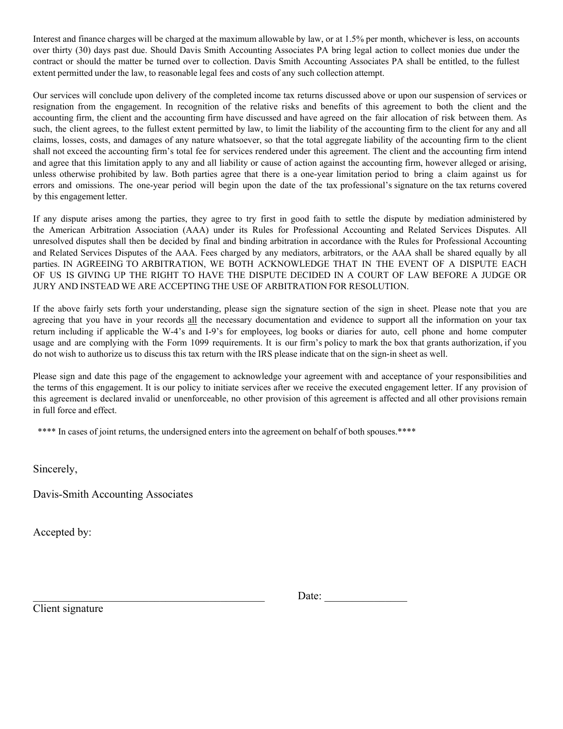Interest and finance charges will be charged at the maximum allowable by law, or at 1.5% per month, whichever is less, on accounts over thirty (30) days past due. Should Davis Smith Accounting Associates PA bring legal action to collect monies due under the contract or should the matter be turned over to collection. Davis Smith Accounting Associates PA shall be entitled, to the fullest extent permitted under the law, to reasonable legal fees and costs of any such collection attempt.

Our services will conclude upon delivery of the completed income tax returns discussed above or upon our suspension of services or resignation from the engagement. In recognition of the relative risks and benefits of this agreement to both the client and the accounting firm, the client and the accounting firm have discussed and have agreed on the fair allocation of risk between them. As such, the client agrees, to the fullest extent permitted by law, to limit the liability of the accounting firm to the client for any and all claims, losses, costs, and damages of any nature whatsoever, so that the total aggregate liability of the accounting firm to the client shall not exceed the accounting firm's total fee for services rendered under this agreement. The client and the accounting firm intend and agree that this limitation apply to any and all liability or cause of action against the accounting firm, however alleged or arising, unless otherwise prohibited by law. Both parties agree that there is a one-year limitation period to bring a claim against us for errors and omissions. The one-year period will begin upon the date of the tax professional's signature on the tax returns covered by this engagement letter.

If any dispute arises among the parties, they agree to try first in good faith to settle the dispute by mediation administered by the American Arbitration Association (AAA) under its Rules for Professional Accounting and Related Services Disputes. All unresolved disputes shall then be decided by final and binding arbitration in accordance with the Rules for Professional Accounting and Related Services Disputes of the AAA. Fees charged by any mediators, arbitrators, or the AAA shall be shared equally by all parties. IN AGREEING TO ARBITRATION, WE BOTH ACKNOWLEDGE THAT IN THE EVENT OF A DISPUTE EACH OF US IS GIVING UP THE RIGHT TO HAVE THE DISPUTE DECIDED IN A COURT OF LAW BEFORE A JUDGE OR JURY AND INSTEAD WE ARE ACCEPTING THE USE OF ARBITRATION FOR RESOLUTION.

If the above fairly sets forth your understanding, please sign the signature section of the sign in sheet. Please note that you are agreeing that you have in your records <u>all</u> the necessary documentation and evidence to support all the information on your tax return including if applicable the W-4's and I-9's for employees, log books or diaries for auto, cell phone and home computer usage and are complying with the Form 1099 requirements. It is our firm's policy to mark the box that grants authorization, if you do not wish to authorize us to discuss this tax return with the IRS please indicate that on the sign-in sheet as well.

Please sign and date this page of the engagement to acknowledge your agreement with and acceptance of your responsibilities and the terms of this engagement. It is our policy to initiate services after we receive the executed engagement letter. If any provision of this agreement is declared invalid or unenforceable, no other provision of this agreement is affected and all other provisions remain in full force and effect.

**** In cases of joint returns, the undersigned enters into the agreement on behalf of both spouses.****

Sincerely,

Davis-Smith Accounting Associates

Accepted by:

_____________________________________________ Date: _______________

Client signature